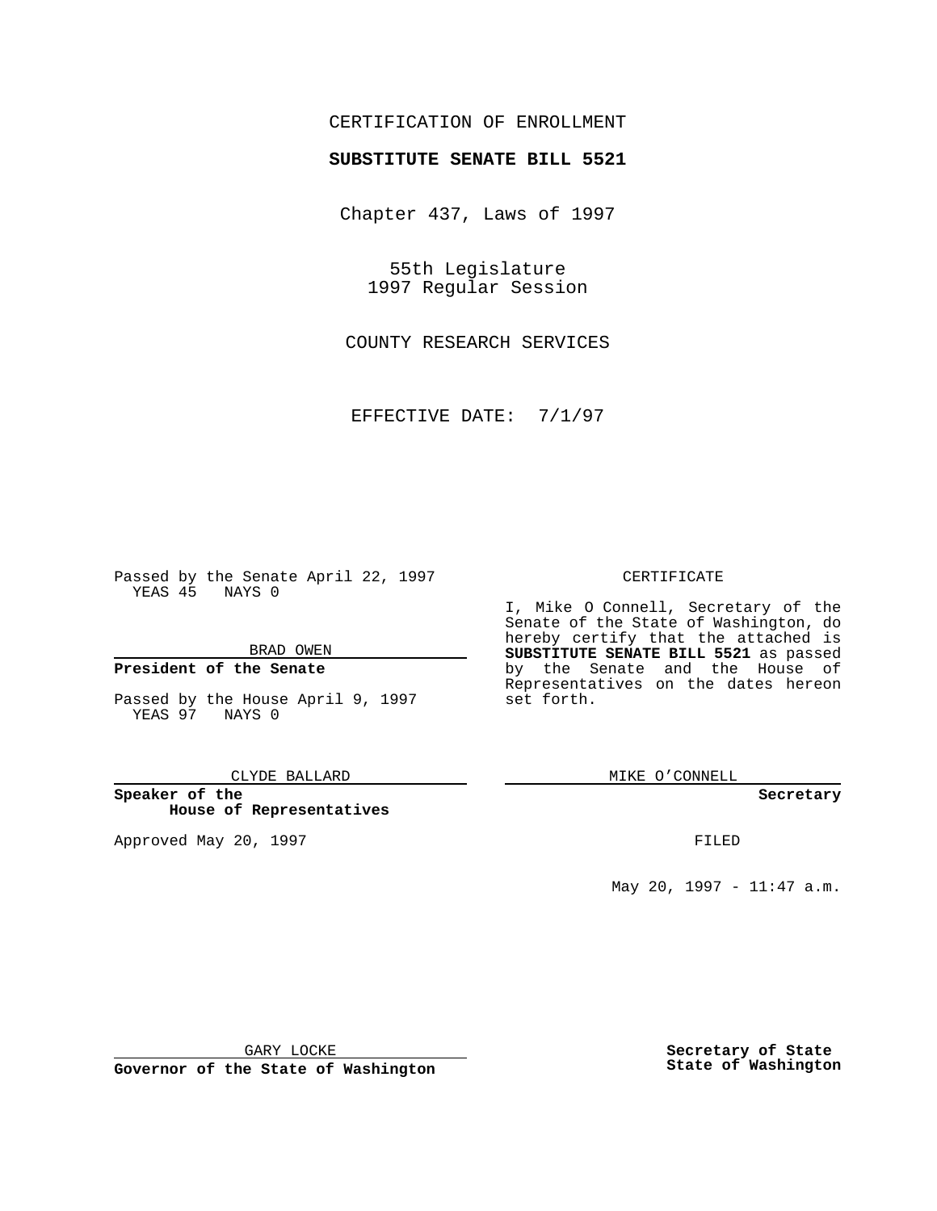CERTIFICATION OF ENROLLMENT

**SUBSTITUTE SENATE BILL 5521**

Chapter 437, Laws of 1997

55th Legislature
1997 Regular Session

COUNTY RESEARCH SERVICES

EFFECTIVE DATE: 7/1/97

Passed by the Senate April 22, 1997
YEAS 45 NAYS 0

BRAD OWEN

**President of the Senate**

Passed by the House April 9, 1997
YEAS 97 NAYS 0

CLYDE BALLARD

**Speaker of the House of Representatives**

Approved May 20, 1997

GARY LOCKE

**Governor of the State of Washington**

CERTIFICATE

I, Mike O Connell, Secretary of the Senate of the State of Washington, do hereby certify that the attached is **SUBSTITUTE SENATE BILL 5521** as passed by the Senate and the House of Representatives on the dates hereon set forth.

MIKE O'CONNELL

**Secretary**

FILED

May 20, 1997 - 11:47 a.m.

**Secretary of State**
**State of Washington**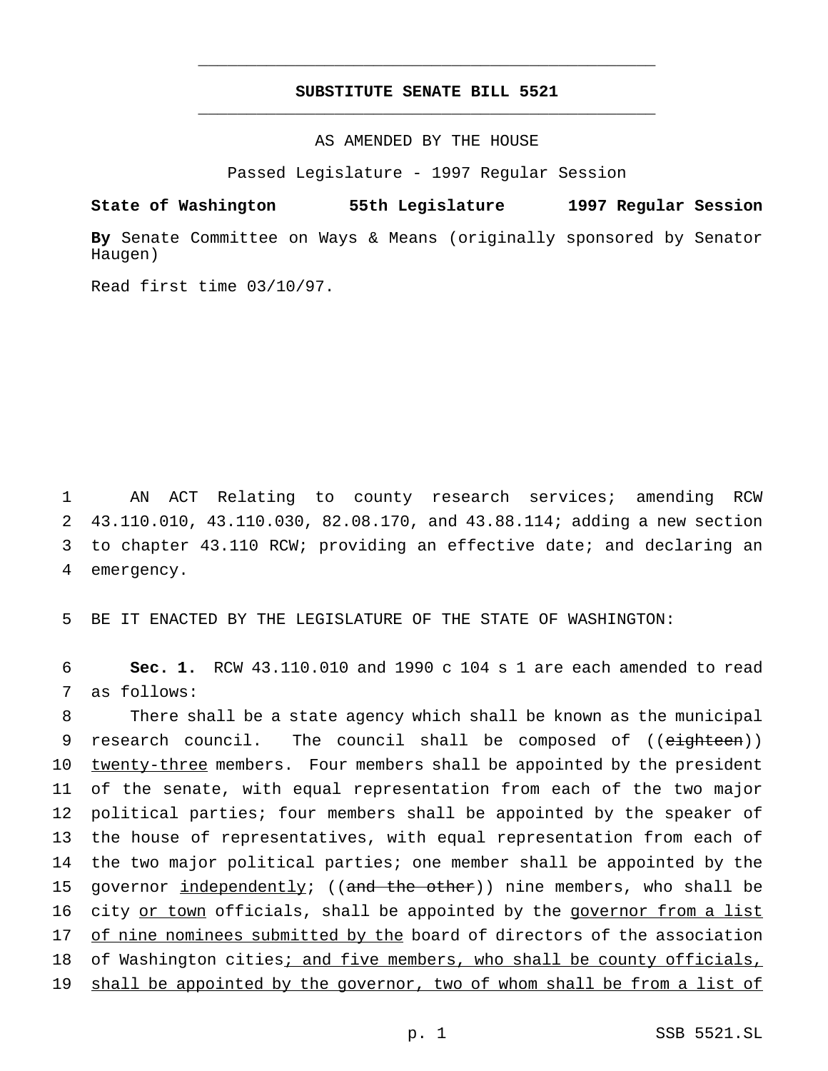# SUBSTITUTE SENATE BILL 5521

AS AMENDED BY THE HOUSE

Passed Legislature - 1997 Regular Session

**State of Washington 55th Legislature 1997 Regular Session**

**By** Senate Committee on Ways & Means (originally sponsored by Senator Haugen)

Read first time 03/10/97.

1 AN ACT Relating to county research services; amending RCW 2 43.110.010, 43.110.030, 82.08.170, and 43.88.114; adding a new section 3 to chapter 43.110 RCW; providing an effective date; and declaring an 4 emergency.

5 BE IT ENACTED BY THE LEGISLATURE OF THE STATE OF WASHINGTON:

6 **Sec. 1.** RCW 43.110.010 and 1990 c 104 s 1 are each amended to read 7 as follows:

8 There shall be a state agency which shall be known as the municipal 9 research council. The council shall be composed of ((~~eighteen~~)) 10 <u>twenty-three</u> members. Four members shall be appointed by the president 11 of the senate, with equal representation from each of the two major 12 political parties; four members shall be appointed by the speaker of 13 the house of representatives, with equal representation from each of 14 the two major political parties; one member shall be appointed by the 15 governor <u>independently</u>; ((~~and the other~~)) nine members, who shall be 16 city <u>or town</u> officials, shall be appointed by the <u>governor from a list</u> 17 <u>of nine nominees submitted by the</u> board of directors of the association 18 of Washington cities<u>; and five members, who shall be county officials,</u> 19 <u>shall be appointed by the governor, two of whom shall be from a list of</u>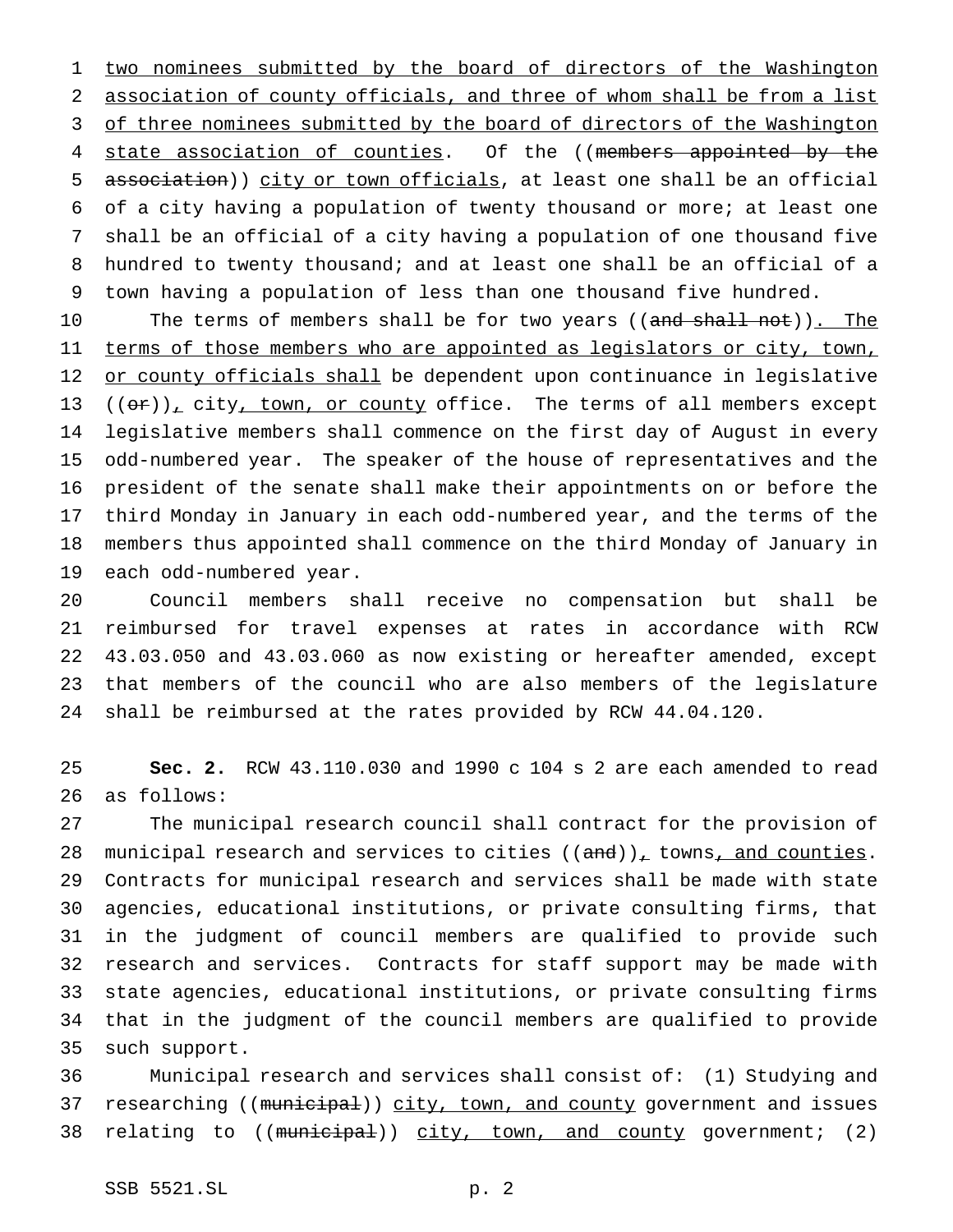two nominees submitted by the board of directors of the Washington association of county officials, and three of whom shall be from a list of three nominees submitted by the board of directors of the Washington state association of counties. Of the ((~~members appointed by the association~~)) city or town officials, at least one shall be an official of a city having a population of twenty thousand or more; at least one shall be an official of a city having a population of one thousand five hundred to twenty thousand; and at least one shall be an official of a town having a population of less than one thousand five hundred.

The terms of members shall be for two years ((~~and shall not~~)). The terms of those members who are appointed as legislators or city, town, or county officials shall be dependent upon continuance in legislative ((~~or~~)), city, town, or county office. The terms of all members except legislative members shall commence on the first day of August in every odd-numbered year. The speaker of the house of representatives and the president of the senate shall make their appointments on or before the third Monday in January in each odd-numbered year, and the terms of the members thus appointed shall commence on the third Monday of January in each odd-numbered year.

Council members shall receive no compensation but shall be reimbursed for travel expenses at rates in accordance with RCW 43.03.050 and 43.03.060 as now existing or hereafter amended, except that members of the council who are also members of the legislature shall be reimbursed at the rates provided by RCW 44.04.120.

**Sec. 2.** RCW 43.110.030 and 1990 c 104 s 2 are each amended to read as follows:

The municipal research council shall contract for the provision of municipal research and services to cities ((~~and~~)), towns, and counties. Contracts for municipal research and services shall be made with state agencies, educational institutions, or private consulting firms, that in the judgment of council members are qualified to provide such research and services. Contracts for staff support may be made with state agencies, educational institutions, or private consulting firms that in the judgment of the council members are qualified to provide such support.

Municipal research and services shall consist of: (1) Studying and researching ((~~municipal~~)) city, town, and county government and issues relating to ((~~municipal~~)) city, town, and county government; (2)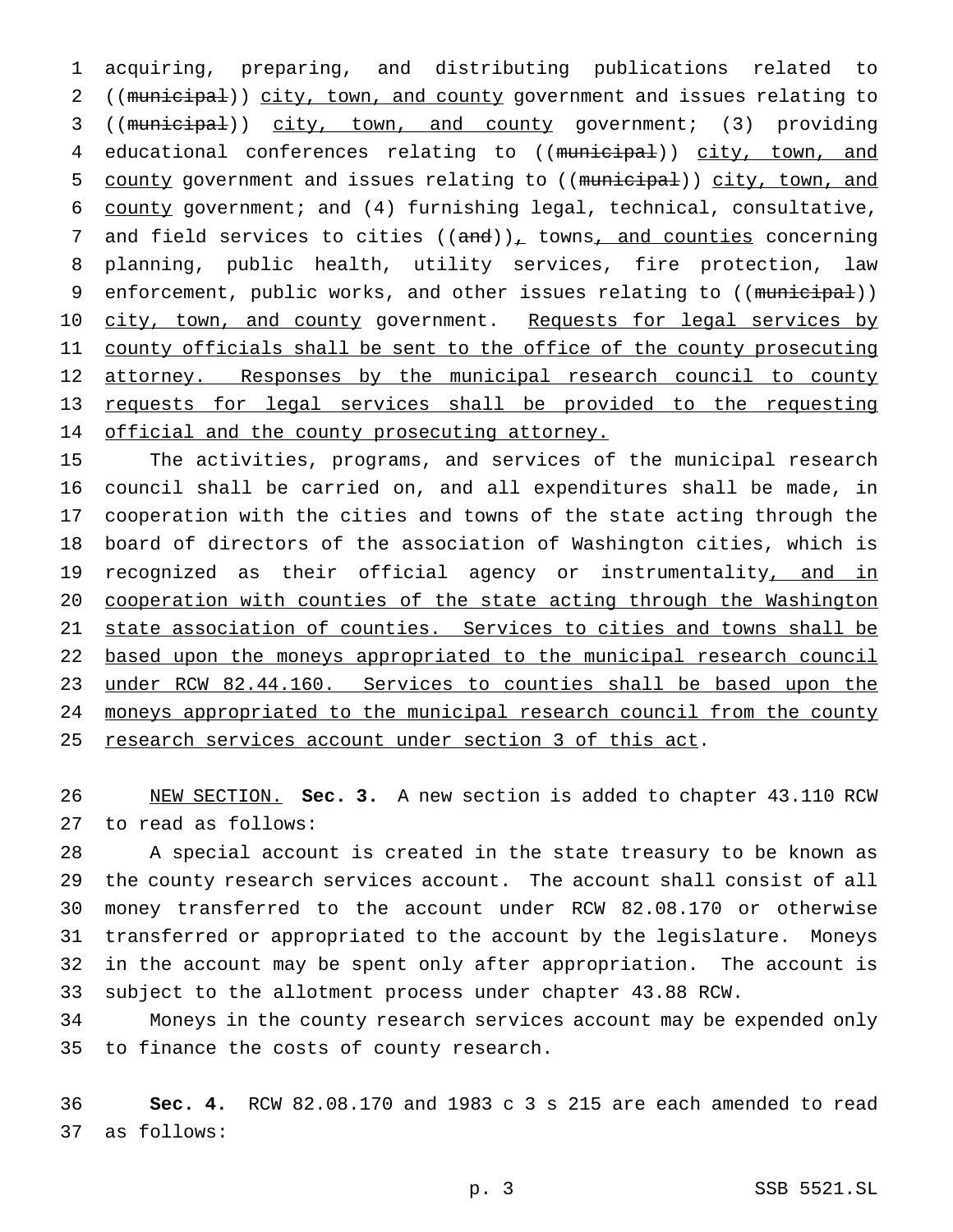acquiring, preparing, and distributing publications related to ((~~municipal~~)) <u>city, town, and county</u> government and issues relating to ((~~municipal~~)) <u>city, town, and county</u> government; (3) providing educational conferences relating to ((~~municipal~~)) <u>city, town, and county</u> government and issues relating to ((~~municipal~~)) <u>city, town, and county</u> government; and (4) furnishing legal, technical, consultative, and field services to cities ((~~and~~))<u>,</u> towns<u>, and counties</u> concerning planning, public health, utility services, fire protection, law enforcement, public works, and other issues relating to ((~~municipal~~)) <u>city, town, and county</u> government. <u>Requests for legal services by county officials shall be sent to the office of the county prosecuting attorney. Responses by the municipal research council to county requests for legal services shall be provided to the requesting official and the county prosecuting attorney.</u>

The activities, programs, and services of the municipal research council shall be carried on, and all expenditures shall be made, in cooperation with the cities and towns of the state acting through the board of directors of the association of Washington cities, which is recognized as their official agency or instrumentality<u>, and in cooperation with counties of the state acting through the Washington state association of counties. Services to cities and towns shall be based upon the moneys appropriated to the municipal research council under RCW 82.44.160. Services to counties shall be based upon the moneys appropriated to the municipal research council from the county research services account under section 3 of this act</u>.

<u>NEW SECTION.</u> **Sec. 3.** A new section is added to chapter 43.110 RCW to read as follows:

A special account is created in the state treasury to be known as the county research services account. The account shall consist of all money transferred to the account under RCW 82.08.170 or otherwise transferred or appropriated to the account by the legislature. Moneys in the account may be spent only after appropriation. The account is subject to the allotment process under chapter 43.88 RCW.

Moneys in the county research services account may be expended only to finance the costs of county research.

**Sec. 4.** RCW 82.08.170 and 1983 c 3 s 215 are each amended to read as follows: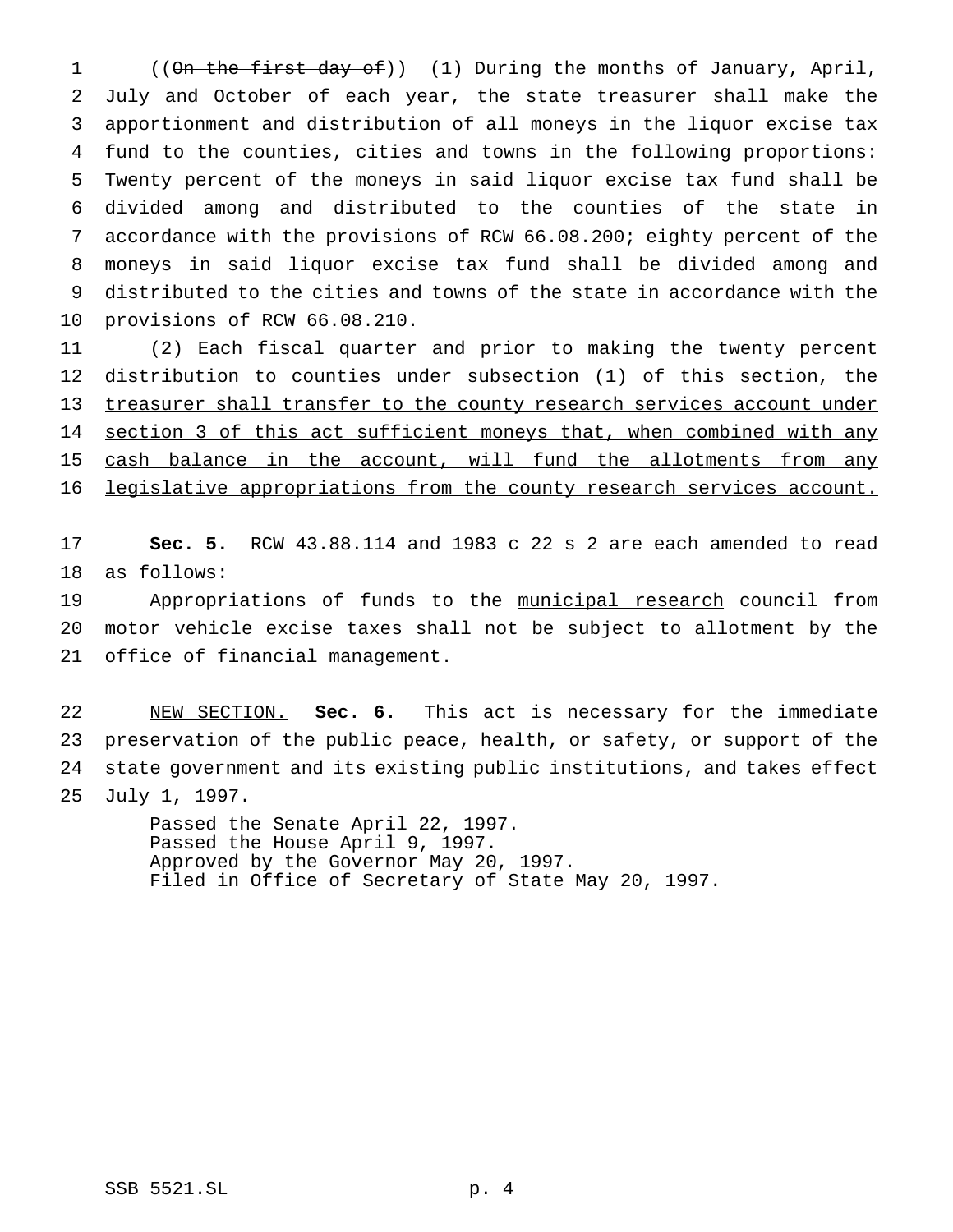((~~On the first day of~~)) <u>(1) During</u> the months of January, April, July and October of each year, the state treasurer shall make the apportionment and distribution of all moneys in the liquor excise tax fund to the counties, cities and towns in the following proportions: Twenty percent of the moneys in said liquor excise tax fund shall be divided among and distributed to the counties of the state in accordance with the provisions of RCW 66.08.200; eighty percent of the moneys in said liquor excise tax fund shall be divided among and distributed to the cities and towns of the state in accordance with the provisions of RCW 66.08.210.

<u>(2) Each fiscal quarter and prior to making the twenty percent distribution to counties under subsection (1) of this section, the treasurer shall transfer to the county research services account under section 3 of this act sufficient moneys that, when combined with any cash balance in the account, will fund the allotments from any legislative appropriations from the county research services account.</u>

**Sec. 5.** RCW 43.88.114 and 1983 c 22 s 2 are each amended to read as follows:

Appropriations of funds to the <u>municipal research</u> council from motor vehicle excise taxes shall not be subject to allotment by the office of financial management.

<u>NEW SECTION.</u> **Sec. 6.** This act is necessary for the immediate preservation of the public peace, health, or safety, or support of the state government and its existing public institutions, and takes effect July 1, 1997.

Passed the Senate April 22, 1997.
Passed the House April 9, 1997.
Approved by the Governor May 20, 1997.
Filed in Office of Secretary of State May 20, 1997.